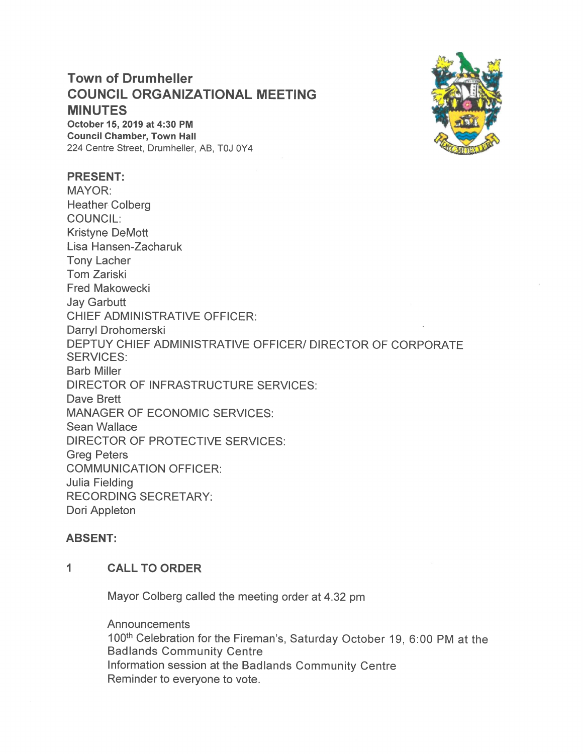# Town of Drumheller
# COUNCIL ORGANIZATIONAL MEETING
# MINUTES

**October 15, 2019 at 4:30 PM**
**Council Chamber, Town Hall**
224 Centre Street, Drumheller, AB, T0J 0Y4

**PRESENT:**
MAYOR:
Heather Colberg
COUNCIL:
Kristyne DeMott
Lisa Hansen-Zacharuk
Tony Lacher
Tom Zariski
Fred Makowecki
Jay Garbutt
CHIEF ADMINISTRATIVE OFFICER:
Darryl Drohomerski
DEPTUY CHIEF ADMINISTRATIVE OFFICER/ DIRECTOR OF CORPORATE SERVICES:
Barb Miller
DIRECTOR OF INFRASTRUCTURE SERVICES:
Dave Brett
MANAGER OF ECONOMIC SERVICES:
Sean Wallace
DIRECTOR OF PROTECTIVE SERVICES:
Greg Peters
COMMUNICATION OFFICER:
Julia Fielding
RECORDING SECRETARY:
Dori Appleton

**ABSENT:**

## 1 CALL TO ORDER

Mayor Colberg called the meeting order at 4.32 pm

Announcements
100th Celebration for the Fireman's, Saturday October 19, 6:00 PM at the Badlands Community Centre
Information session at the Badlands Community Centre
Reminder to everyone to vote.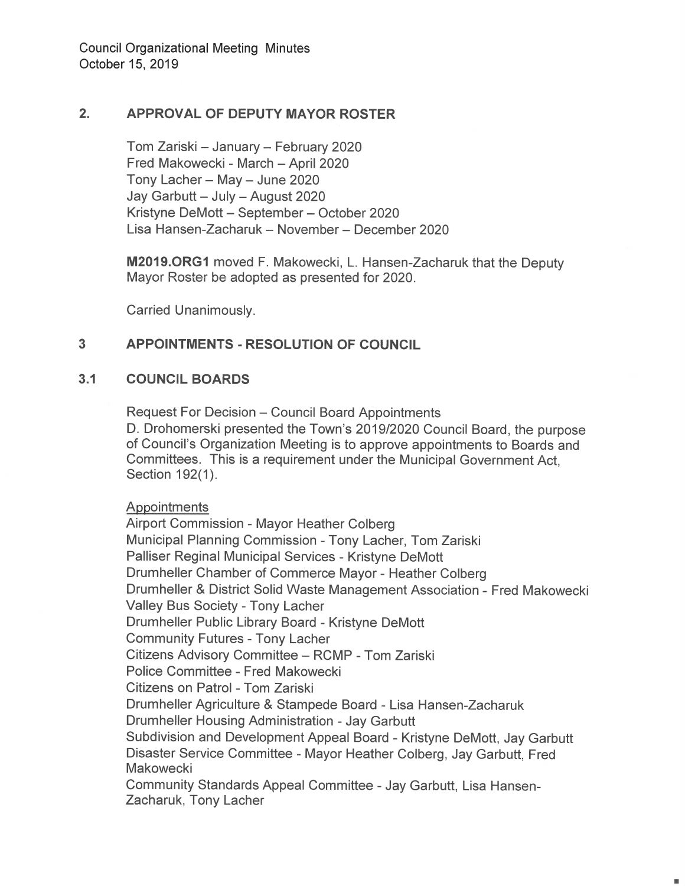## 2. APPROVAL OF DEPUTY MAYOR ROSTER

Tom Zariski – January – February 2020
Fred Makowecki - March – April 2020
Tony Lacher – May – June 2020
Jay Garbutt – July – August 2020
Kristyne DeMott – September – October 2020
Lisa Hansen-Zacharuk – November – December 2020

**M2019.ORG1** moved F. Makowecki, L. Hansen-Zacharuk that the Deputy Mayor Roster be adopted as presented for 2020.

Carried Unanimously.

## 3 APPOINTMENTS - RESOLUTION OF COUNCIL

### 3.1 COUNCIL BOARDS

Request For Decision – Council Board Appointments
D. Drohomerski presented the Town's 2019/2020 Council Board, the purpose of Council's Organization Meeting is to approve appointments to Boards and Committees. This is a requirement under the Municipal Government Act, Section 192(1).

Appointments

Airport Commission - Mayor Heather Colberg
Municipal Planning Commission - Tony Lacher, Tom Zariski
Palliser Reginal Municipal Services - Kristyne DeMott
Drumheller Chamber of Commerce Mayor - Heather Colberg
Drumheller & District Solid Waste Management Association - Fred Makowecki
Valley Bus Society - Tony Lacher
Drumheller Public Library Board - Kristyne DeMott
Community Futures - Tony Lacher
Citizens Advisory Committee – RCMP - Tom Zariski
Police Committee - Fred Makowecki
Citizens on Patrol - Tom Zariski
Drumheller Agriculture & Stampede Board - Lisa Hansen-Zacharuk
Drumheller Housing Administration - Jay Garbutt
Subdivision and Development Appeal Board - Kristyne DeMott, Jay Garbutt
Disaster Service Committee - Mayor Heather Colberg, Jay Garbutt, Fred Makowecki
Community Standards Appeal Committee - Jay Garbutt, Lisa Hansen-Zacharuk, Tony Lacher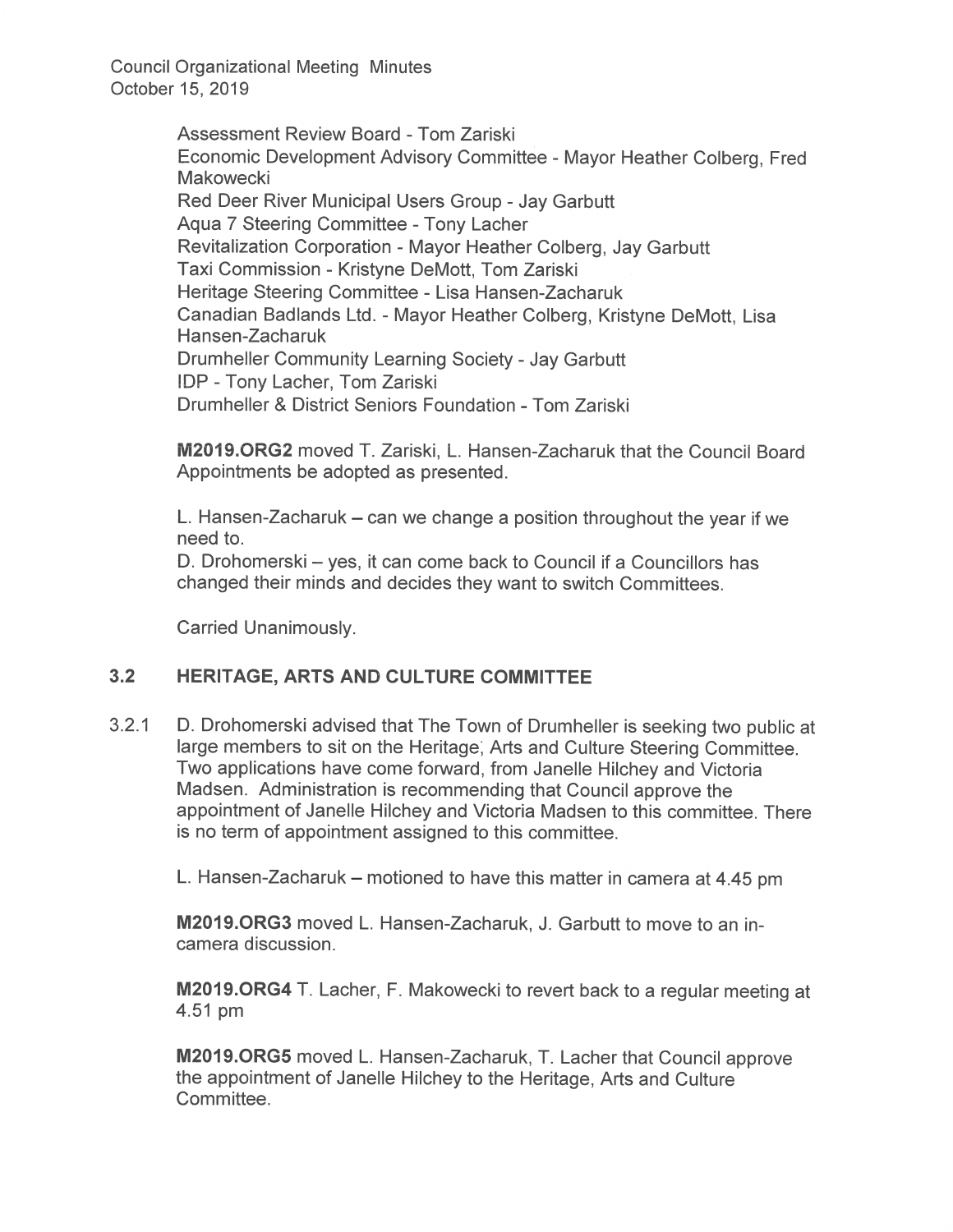Assessment Review Board - Tom Zariski
Economic Development Advisory Committee - Mayor Heather Colberg, Fred Makowecki
Red Deer River Municipal Users Group - Jay Garbutt
Aqua 7 Steering Committee - Tony Lacher
Revitalization Corporation - Mayor Heather Colberg, Jay Garbutt
Taxi Commission - Kristyne DeMott, Tom Zariski
Heritage Steering Committee - Lisa Hansen-Zacharuk
Canadian Badlands Ltd. - Mayor Heather Colberg, Kristyne DeMott, Lisa Hansen-Zacharuk
Drumheller Community Learning Society - Jay Garbutt
IDP - Tony Lacher, Tom Zariski
Drumheller & District Seniors Foundation - Tom Zariski

**M2019.ORG2** moved T. Zariski, L. Hansen-Zacharuk that the Council Board Appointments be adopted as presented.

L. Hansen-Zacharuk – can we change a position throughout the year if we need to.
D. Drohomerski – yes, it can come back to Council if a Councillors has changed their minds and decides they want to switch Committees.

Carried Unanimously.

## 3.2 HERITAGE, ARTS AND CULTURE COMMITTEE

3.2.1 D. Drohomerski advised that The Town of Drumheller is seeking two public at large members to sit on the Heritage, Arts and Culture Steering Committee. Two applications have come forward, from Janelle Hilchey and Victoria Madsen. Administration is recommending that Council approve the appointment of Janelle Hilchey and Victoria Madsen to this committee. There is no term of appointment assigned to this committee.

L. Hansen-Zacharuk – motioned to have this matter in camera at 4.45 pm

**M2019.ORG3** moved L. Hansen-Zacharuk, J. Garbutt to move to an in-camera discussion.

**M2019.ORG4** T. Lacher, F. Makowecki to revert back to a regular meeting at 4.51 pm

**M2019.ORG5** moved L. Hansen-Zacharuk, T. Lacher that Council approve the appointment of Janelle Hilchey to the Heritage, Arts and Culture Committee.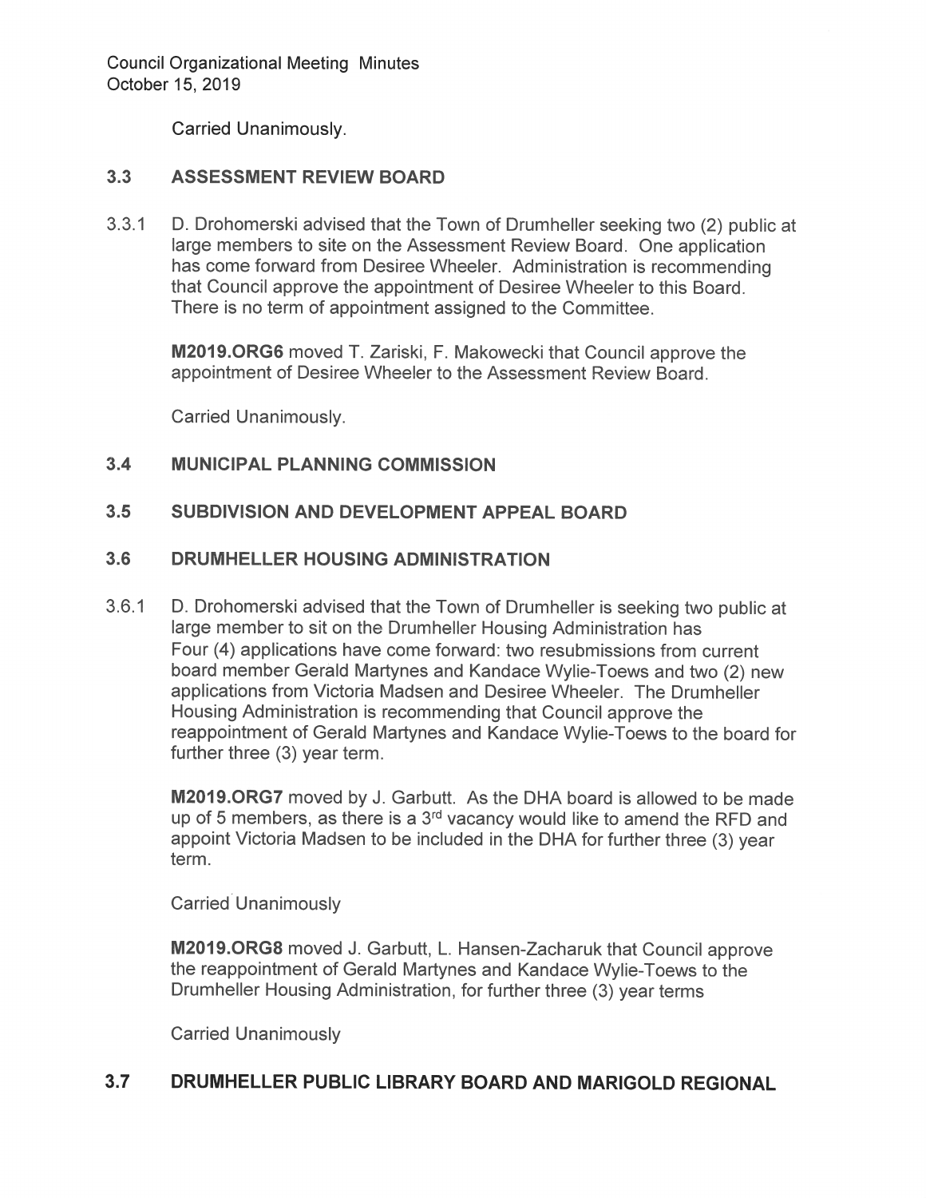Carried Unanimously.

### 3.3 ASSESSMENT REVIEW BOARD

3.3.1 D. Drohomerski advised that the Town of Drumheller seeking two (2) public at large members to site on the Assessment Review Board. One application has come forward from Desiree Wheeler. Administration is recommending that Council approve the appointment of Desiree Wheeler to this Board. There is no term of appointment assigned to the Committee.

**M2019.ORG6** moved T. Zariski, F. Makowecki that Council approve the appointment of Desiree Wheeler to the Assessment Review Board.

Carried Unanimously.

### 3.4 MUNICIPAL PLANNING COMMISSION

### 3.5 SUBDIVISION AND DEVELOPMENT APPEAL BOARD

### 3.6 DRUMHELLER HOUSING ADMINISTRATION

3.6.1 D. Drohomerski advised that the Town of Drumheller is seeking two public at large member to sit on the Drumheller Housing Administration has Four (4) applications have come forward: two resubmissions from current board member Gerald Martynes and Kandace Wylie-Toews and two (2) new applications from Victoria Madsen and Desiree Wheeler. The Drumheller Housing Administration is recommending that Council approve the reappointment of Gerald Martynes and Kandace Wylie-Toews to the board for further three (3) year term.

**M2019.ORG7** moved by J. Garbutt. As the DHA board is allowed to be made up of 5 members, as there is a 3rd vacancy would like to amend the RFD and appoint Victoria Madsen to be included in the DHA for further three (3) year term.

Carried Unanimously

**M2019.ORG8** moved J. Garbutt, L. Hansen-Zacharuk that Council approve the reappointment of Gerald Martynes and Kandace Wylie-Toews to the Drumheller Housing Administration, for further three (3) year terms

Carried Unanimously

### 3.7 DRUMHELLER PUBLIC LIBRARY BOARD AND MARIGOLD REGIONAL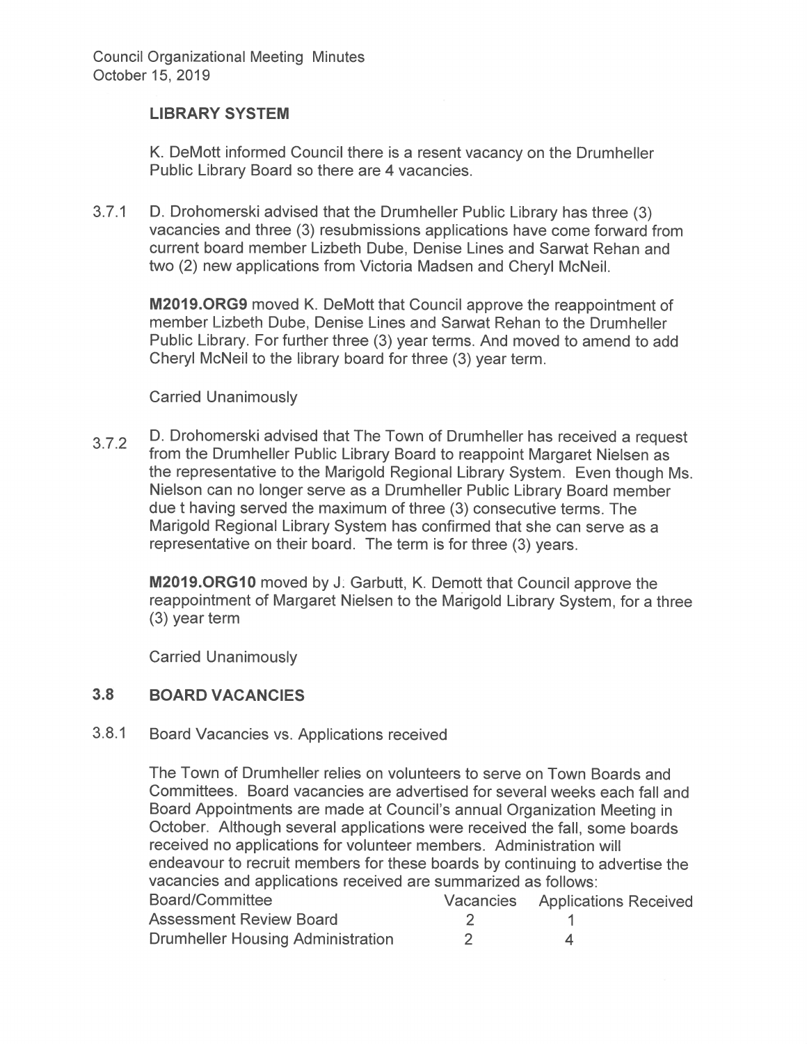### LIBRARY SYSTEM

K. DeMott informed Council there is a resent vacancy on the Drumheller Public Library Board so there are 4 vacancies.

3.7.1 D. Drohomerski advised that the Drumheller Public Library has three (3) vacancies and three (3) resubmissions applications have come forward from current board member Lizbeth Dube, Denise Lines and Sarwat Rehan and two (2) new applications from Victoria Madsen and Cheryl McNeil.

**M2019.ORG9** moved K. DeMott that Council approve the reappointment of member Lizbeth Dube, Denise Lines and Sarwat Rehan to the Drumheller Public Library. For further three (3) year terms. And moved to amend to add Cheryl McNeil to the library board for three (3) year term.

Carried Unanimously

3.7.2 D. Drohomerski advised that The Town of Drumheller has received a request from the Drumheller Public Library Board to reappoint Margaret Nielsen as the representative to the Marigold Regional Library System. Even though Ms. Nielson can no longer serve as a Drumheller Public Library Board member due t having served the maximum of three (3) consecutive terms. The Marigold Regional Library System has confirmed that she can serve as a representative on their board. The term is for three (3) years.

**M2019.ORG10** moved by J. Garbutt, K. Demott that Council approve the reappointment of Margaret Nielsen to the Marigold Library System, for a three (3) year term

Carried Unanimously

## 3.8 BOARD VACANCIES

3.8.1 Board Vacancies vs. Applications received

The Town of Drumheller relies on volunteers to serve on Town Boards and Committees. Board vacancies are advertised for several weeks each fall and Board Appointments are made at Council's annual Organization Meeting in October. Although several applications were received the fall, some boards received no applications for volunteer members. Administration will endeavour to recruit members for these boards by continuing to advertise the vacancies and applications received are summarized as follows:

| Board/Committee | Vacancies | Applications Received |
| --- | --- | --- |
| Assessment Review Board | 2 | 1 |
| Drumheller Housing Administration | 2 | 4 |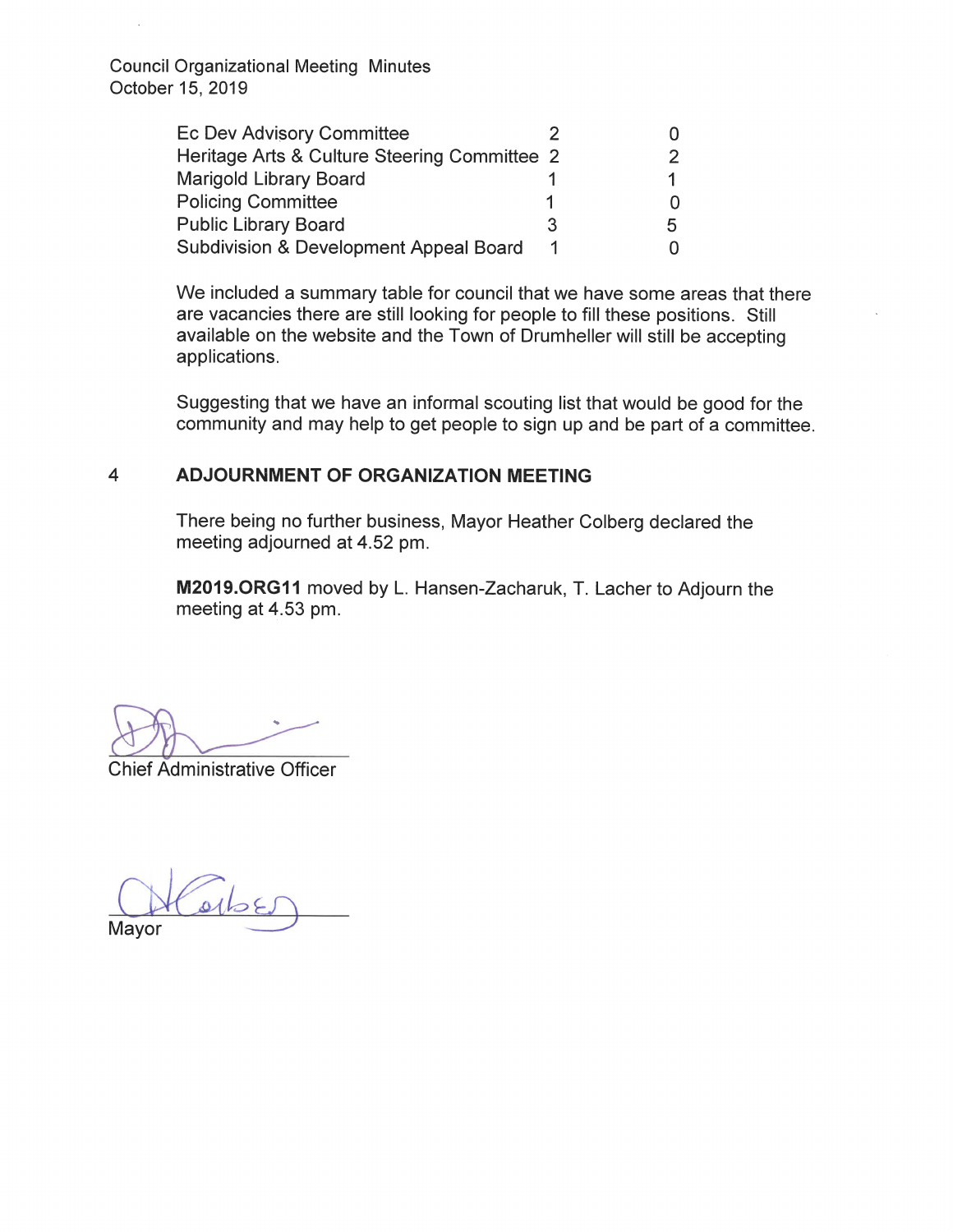| | | |
|---|---|---|
| Ec Dev Advisory Committee | 2 | 0 |
| Heritage Arts & Culture Steering Committee | 2 | 2 |
| Marigold Library Board | 1 | 1 |
| Policing Committee | 1 | 0 |
| Public Library Board | 3 | 5 |
| Subdivision & Development Appeal Board | 1 | 0 |

We included a summary table for council that we have some areas that there are vacancies there are still looking for people to fill these positions. Still available on the website and the Town of Drumheller will still be accepting applications.

Suggesting that we have an informal scouting list that would be good for the community and may help to get people to sign up and be part of a committee.

## 4 ADJOURNMENT OF ORGANIZATION MEETING

There being no further business, Mayor Heather Colberg declared the meeting adjourned at 4.52 pm.

**M2019.ORG11** moved by L. Hansen-Zacharuk, T. Lacher to Adjourn the meeting at 4.53 pm.

Chief Administrative Officer

Mayor